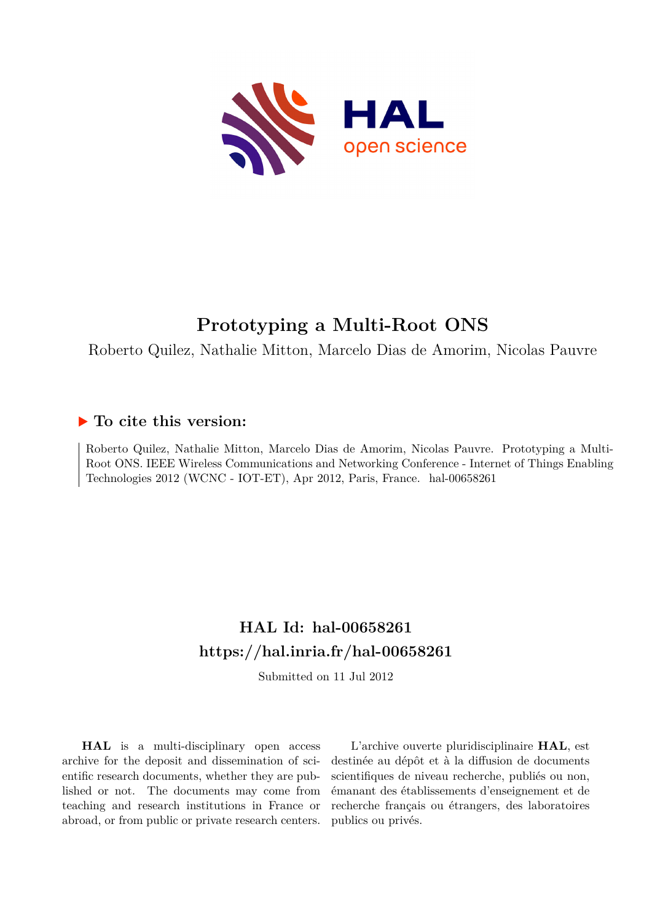# Prototyping a Multi-Root ONS

Roberto Quilez, Nathalie Mitton, Marcelo Dias de Amorim, Nicolas Pauvre

## ▶ To cite this version:

Roberto Quilez, Nathalie Mitton, Marcelo Dias de Amorim, Nicolas Pauvre. Prototyping a Multi-Root ONS. IEEE Wireless Communications and Networking Conference - Internet of Things Enabling Technologies 2012 (WCNC - IOT-ET), Apr 2012, Paris, France. hal-00658261

## HAL Id: hal-00658261
## https://hal.inria.fr/hal-00658261

Submitted on 11 Jul 2012

**HAL** is a multi-disciplinary open access archive for the deposit and dissemination of scientific research documents, whether they are published or not. The documents may come from teaching and research institutions in France or abroad, or from public or private research centers.

L'archive ouverte pluridisciplinaire **HAL**, est destinée au dépôt et à la diffusion de documents scientifiques de niveau recherche, publiés ou non, émanant des établissements d'enseignement et de recherche français ou étrangers, des laboratoires publics ou privés.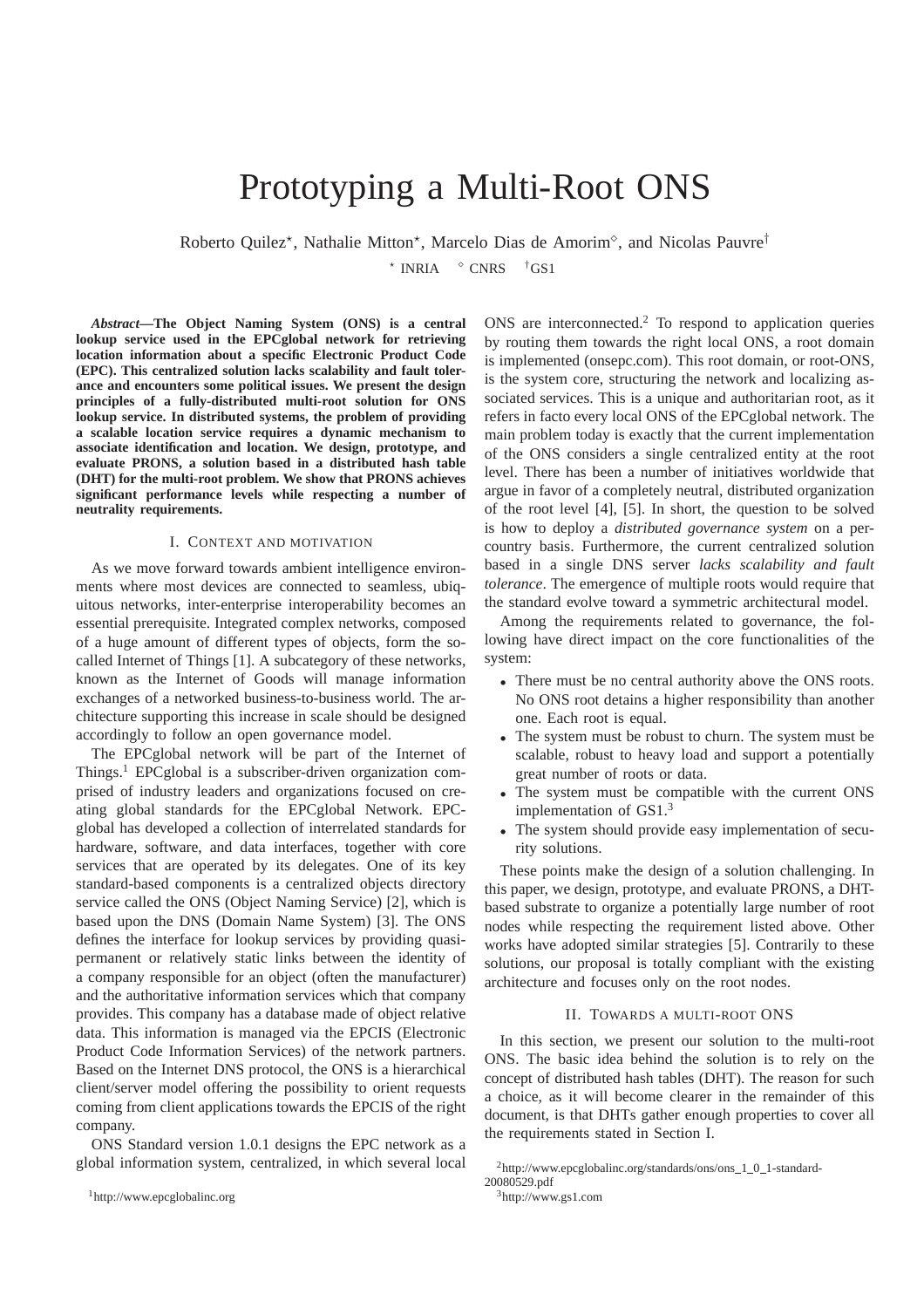# Prototyping a Multi-Root ONS

Roberto Quilez[⋆], Nathalie Mitton[⋆], Marcelo Dias de Amorim[⋄], and Nicolas Pauvre[†]

[⋆] INRIA [⋄] CNRS [†]GS1

***Abstract*—The Object Naming System (ONS) is a central lookup service used in the EPCglobal network for retrieving location information about a specific Electronic Product Code (EPC). This centralized solution lacks scalability and fault tolerance and encounters some political issues. We present the design principles of a fully-distributed multi-root solution for ONS lookup service. In distributed systems, the problem of providing a scalable location service requires a dynamic mechanism to associate identification and location. We design, prototype, and evaluate PRONS, a solution based in a distributed hash table (DHT) for the multi-root problem. We show that PRONS achieves significant performance levels while respecting a number of neutrality requirements.**

## I. Context and Motivation

As we move forward towards ambient intelligence environments where most devices are connected to seamless, ubiquitous networks, inter-enterprise interoperability becomes an essential prerequisite. Integrated complex networks, composed of a huge amount of different types of objects, form the so-called Internet of Things [1]. A subcategory of these networks, known as the Internet of Goods will manage information exchanges of a networked business-to-business world. The architecture supporting this increase in scale should be designed accordingly to follow an open governance model.

The EPCglobal network will be part of the Internet of Things.[1] EPCglobal is a subscriber-driven organization comprised of industry leaders and organizations focused on creating global standards for the EPCglobal Network. EPCglobal has developed a collection of interrelated standards for hardware, software, and data interfaces, together with core services that are operated by its delegates. One of its key standard-based components is a centralized objects directory service called the ONS (Object Naming Service) [2], which is based upon the DNS (Domain Name System) [3]. The ONS defines the interface for lookup services by providing quasi-permanent or relatively static links between the identity of a company responsible for an object (often the manufacturer) and the authoritative information services which that company provides. This company has a database made of object relative data. This information is managed via the EPCIS (Electronic Product Code Information Services) of the network partners. Based on the Internet DNS protocol, the ONS is a hierarchical client/server model offering the possibility to orient requests coming from client applications towards the EPCIS of the right company.

ONS Standard version 1.0.1 designs the EPC network as a global information system, centralized, in which several local ONS are interconnected.[2] To respond to application queries by routing them towards the right local ONS, a root domain is implemented (onsepc.com). This root domain, or root-ONS, is the system core, structuring the network and localizing associated services. This is a unique and authoritarian root, as it refers in facto every local ONS of the EPCglobal network. The main problem today is exactly that the current implementation of the ONS considers a single centralized entity at the root level. There has been a number of initiatives worldwide that argue in favor of a completely neutral, distributed organization of the root level [4], [5]. In short, the question to be solved is how to deploy a *distributed governance system* on a per-country basis. Furthermore, the current centralized solution based in a single DNS server *lacks scalability and fault tolerance*. The emergence of multiple roots would require that the standard evolve toward a symmetric architectural model.

Among the requirements related to governance, the following have direct impact on the core functionalities of the system:

- There must be no central authority above the ONS roots. No ONS root detains a higher responsibility than another one. Each root is equal.
- The system must be robust to churn. The system must be scalable, robust to heavy load and support a potentially great number of roots or data.
- The system must be compatible with the current ONS implementation of GS1.[3]
- The system should provide easy implementation of security solutions.

These points make the design of a solution challenging. In this paper, we design, prototype, and evaluate PRONS, a DHT-based substrate to organize a potentially large number of root nodes while respecting the requirement listed above. Other works have adopted similar strategies [5]. Contrarily to these solutions, our proposal is totally compliant with the existing architecture and focuses only on the root nodes.

## II. Towards a Multi-Root ONS

In this section, we present our solution to the multi-root ONS. The basic idea behind the solution is to rely on the concept of distributed hash tables (DHT). The reason for such a choice, as it will become clearer in the remainder of this document, is that DHTs gather enough properties to cover all the requirements stated in Section I.

[1]http://www.epcglobalinc.org

[2]http://www.epcglobalinc.org/standards/ons/ons_1_0_1-standard-20080529.pdf

[3]http://www.gs1.com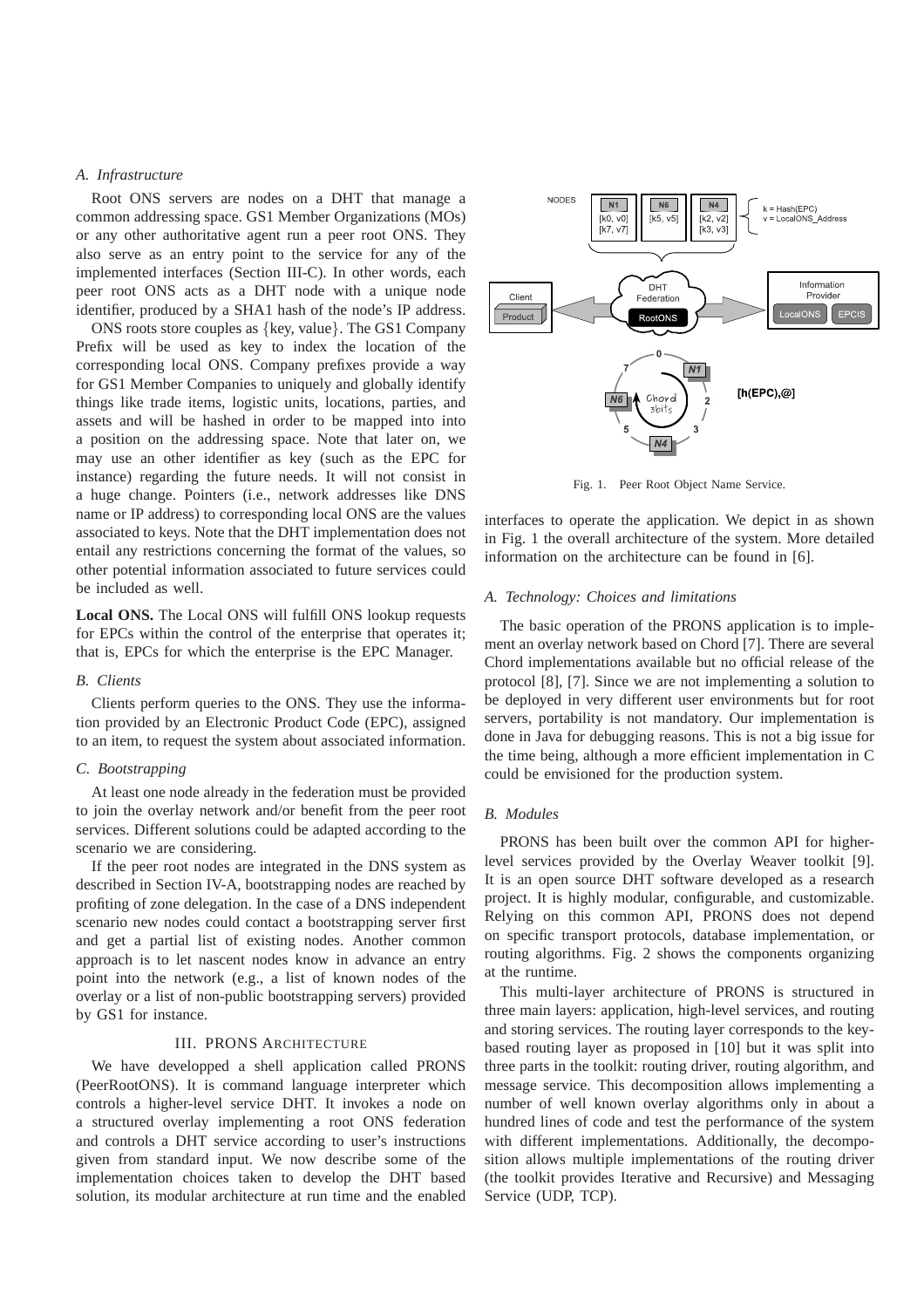### A. Infrastructure

Root ONS servers are nodes on a DHT that manage a common addressing space. GS1 Member Organizations (MOs) or any other authoritative agent run a peer root ONS. They also serve as an entry point to the service for any of the implemented interfaces (Section III-C). In other words, each peer root ONS acts as a DHT node with a unique node identifier, produced by a SHA1 hash of the node's IP address.

ONS roots store couples as {key, value}. The GS1 Company Prefix will be used as key to index the location of the corresponding local ONS. Company prefixes provide a way for GS1 Member Companies to uniquely and globally identify things like trade items, logistic units, locations, parties, and assets and will be hashed in order to be mapped into into a position on the addressing space. Note that later on, we may use an other identifier as key (such as the EPC for instance) regarding the future needs. It will not consist in a huge change. Pointers (i.e., network addresses like DNS name or IP address) to corresponding local ONS are the values associated to keys. Note that the DHT implementation does not entail any restrictions concerning the format of the values, so other potential information associated to future services could be included as well.

**Local ONS.** The Local ONS will fulfill ONS lookup requests for EPCs within the control of the enterprise that operates it; that is, EPCs for which the enterprise is the EPC Manager.

### B. Clients

Clients perform queries to the ONS. They use the information provided by an Electronic Product Code (EPC), assigned to an item, to request the system about associated information.

### C. Bootstrapping

At least one node already in the federation must be provided to join the overlay network and/or benefit from the peer root services. Different solutions could be adapted according to the scenario we are considering.

If the peer root nodes are integrated in the DNS system as described in Section IV-A, bootstrapping nodes are reached by profiting of zone delegation. In the case of a DNS independent scenario new nodes could contact a bootstrapping server first and get a partial list of existing nodes. Another common approach is to let nascent nodes know in advance an entry point into the network (e.g., a list of known nodes of the overlay or a list of non-public bootstrapping servers) provided by GS1 for instance.

## III. PRONS Architecture

We have developped a shell application called PRONS (PeerRootONS). It is command language interpreter which controls a higher-level service DHT. It invokes a node on a structured overlay implementing a root ONS federation and controls a DHT service according to user's instructions given from standard input. We now describe some of the implementation choices taken to develop the DHT based solution, its modular architecture at run time and the enabled interfaces to operate the application. We depict in as shown in Fig. 1 the overall architecture of the system. More detailed information on the architecture can be found in [6].

Fig. 1. Peer Root Object Name Service.

### A. Technology: Choices and limitations

The basic operation of the PRONS application is to implement an overlay network based on Chord [7]. There are several Chord implementations available but no official release of the protocol [8], [7]. Since we are not implementing a solution to be deployed in very different user environments but for root servers, portability is not mandatory. Our implementation is done in Java for debugging reasons. This is not a big issue for the time being, although a more efficient implementation in C could be envisioned for the production system.

### B. Modules

PRONS has been built over the common API for higher-level services provided by the Overlay Weaver toolkit [9]. It is an open source DHT software developed as a research project. It is highly modular, configurable, and customizable. Relying on this common API, PRONS does not depend on specific transport protocols, database implementation, or routing algorithms. Fig. 2 shows the components organizing at the runtime.

This multi-layer architecture of PRONS is structured in three main layers: application, high-level services, and routing and storing services. The routing layer corresponds to the key-based routing layer as proposed in [10] but it was split into three parts in the toolkit: routing driver, routing algorithm, and message service. This decomposition allows implementing a number of well known overlay algorithms only in about a hundred lines of code and test the performance of the system with different implementations. Additionally, the decomposition allows multiple implementations of the routing driver (the toolkit provides Iterative and Recursive) and Messaging Service (UDP, TCP).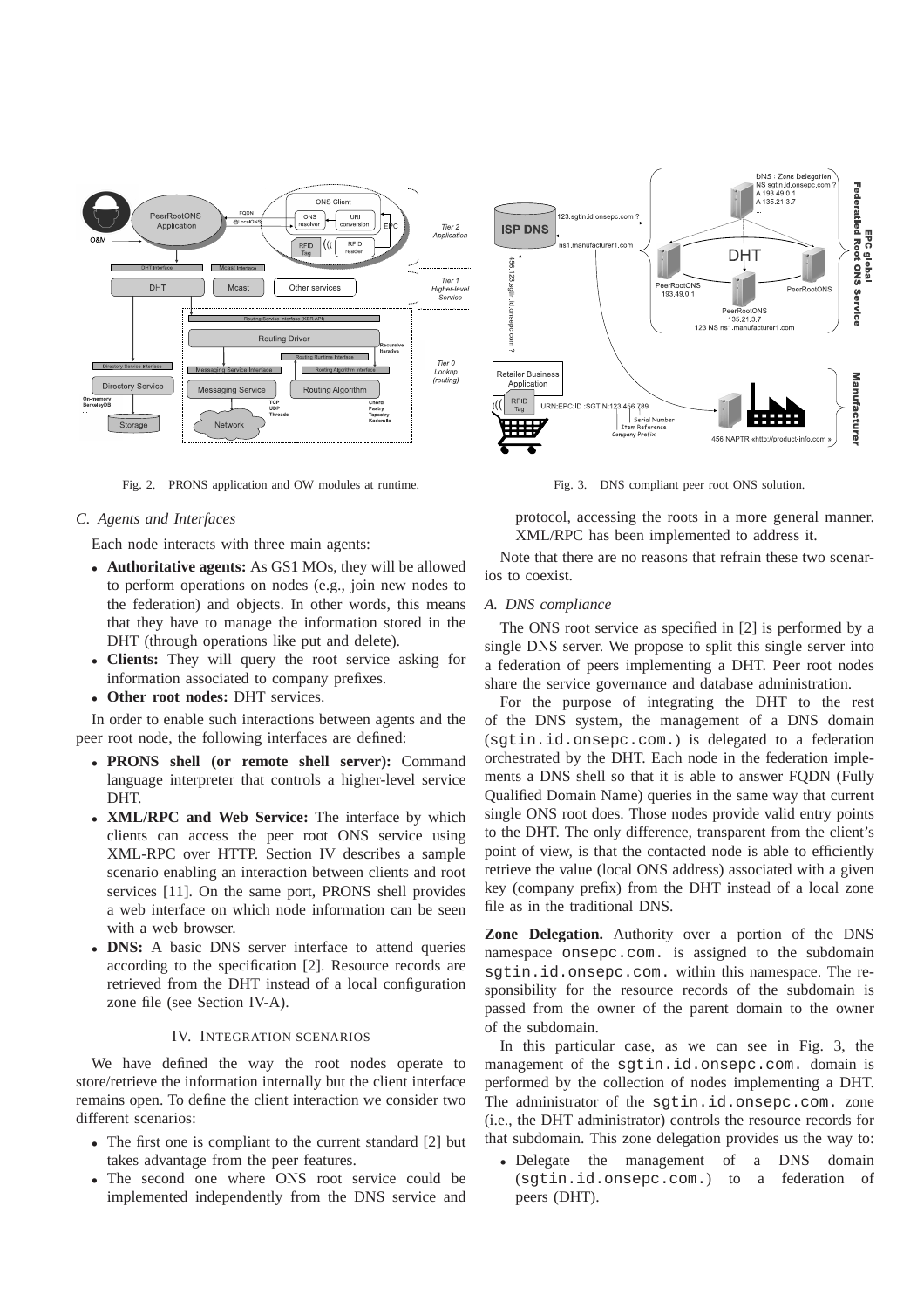Fig. 2. PRONS application and OW modules at runtime.

Fig. 3. DNS compliant peer root ONS solution.

### C. Agents and Interfaces

Each node interacts with three main agents:

- **Authoritative agents:** As GS1 MOs, they will be allowed to perform operations on nodes (e.g., join new nodes to the federation) and objects. In other words, this means that they have to manage the information stored in the DHT (through operations like put and delete).
- **Clients:** They will query the root service asking for information associated to company prefixes.
- **Other root nodes:** DHT services.

In order to enable such interactions between agents and the peer root node, the following interfaces are defined:

- **PRONS shell (or remote shell server):** Command language interpreter that controls a higher-level service DHT.
- **XML/RPC and Web Service:** The interface by which clients can access the peer root ONS service using XML-RPC over HTTP. Section IV describes a sample scenario enabling an interaction between clients and root services [11]. On the same port, PRONS shell provides a web interface on which node information can be seen with a web browser.
- **DNS:** A basic DNS server interface to attend queries according to the specification [2]. Resource records are retrieved from the DHT instead of a local configuration zone file (see Section IV-A).

## IV. Integration Scenarios

We have defined the way the root nodes operate to store/retrieve the information internally but the client interface remains open. To define the client interaction we consider two different scenarios:

- The first one is compliant to the current standard [2] but takes advantage from the peer features.
- The second one where ONS root service could be implemented independently from the DNS service and protocol, accessing the roots in a more general manner. XML/RPC has been implemented to address it.

Note that there are no reasons that refrain these two scenarios to coexist.

### A. DNS compliance

The ONS root service as specified in [2] is performed by a single DNS server. We propose to split this single server into a federation of peers implementing a DHT. Peer root nodes share the service governance and database administration.

For the purpose of integrating the DHT to the rest of the DNS system, the management of a DNS domain (`sgtin.id.onsepc.com.`) is delegated to a federation orchestrated by the DHT. Each node in the federation implements a DNS shell so that it is able to answer FQDN (Fully Qualified Domain Name) queries in the same way that current single ONS root does. Those nodes provide valid entry points to the DHT. The only difference, transparent from the client's point of view, is that the contacted node is able to efficiently retrieve the value (local ONS address) associated with a given key (company prefix) from the DHT instead of a local zone file as in the traditional DNS.

**Zone Delegation.** Authority over a portion of the DNS namespace `onsepc.com.` is assigned to the subdomain `sgtin.id.onsepc.com.` within this namespace. The responsibility for the resource records of the subdomain is passed from the owner of the parent domain to the owner of the subdomain.

In this particular case, as we can see in Fig. 3, the management of the `sgtin.id.onsepc.com.` domain is performed by the collection of nodes implementing a DHT. The administrator of the `sgtin.id.onsepc.com.` zone (i.e., the DHT administrator) controls the resource records for that subdomain. This zone delegation provides us the way to:

- Delegate the management of a DNS domain (`sgtin.id.onsepc.com.`) to a federation of peers (DHT).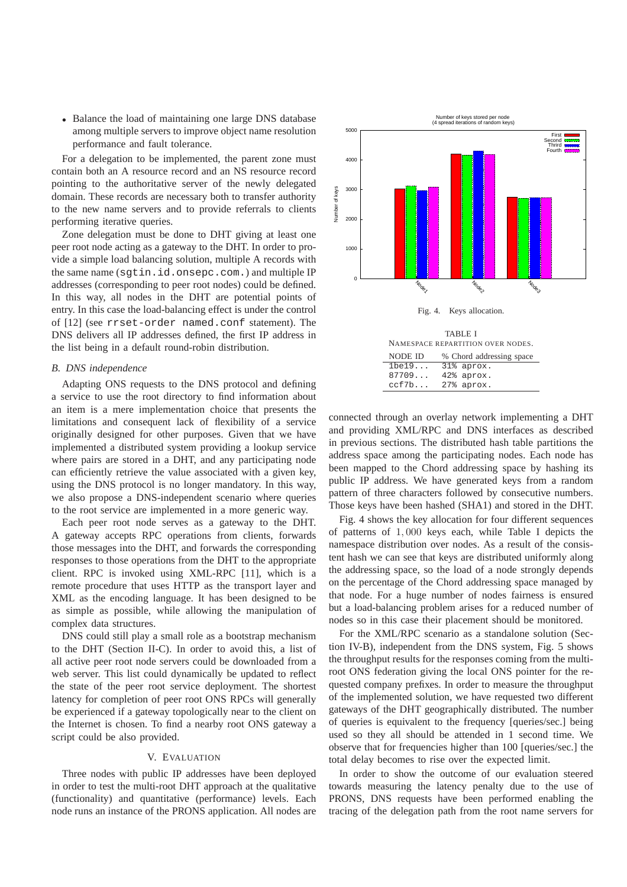- Balance the load of maintaining one large DNS database among multiple servers to improve object name resolution performance and fault tolerance.

For a delegation to be implemented, the parent zone must contain both an A resource record and an NS resource record pointing to the authoritative server of the newly delegated domain. These records are necessary both to transfer authority to the new name servers and to provide referrals to clients performing iterative queries.

Zone delegation must be done to DHT giving at least one peer root node acting as a gateway to the DHT. In order to provide a simple load balancing solution, multiple A records with the same name (`sgtin.id.onsepc.com.`) and multiple IP addresses (corresponding to peer root nodes) could be defined. In this way, all nodes in the DHT are potential points of entry. In this case the load-balancing effect is under the control of [12] (see `rrset-order named.conf` statement). The DNS delivers all IP addresses defined, the first IP address in the list being in a default round-robin distribution.

### *B. DNS independence*

Adapting ONS requests to the DNS protocol and defining a service to use the root directory to find information about an item is a mere implementation choice that presents the limitations and consequent lack of flexibility of a service originally designed for other purposes. Given that we have implemented a distributed system providing a lookup service where pairs are stored in a DHT, and any participating node can efficiently retrieve the value associated with a given key, using the DNS protocol is no longer mandatory. In this way, we also propose a DNS-independent scenario where queries to the root service are implemented in a more generic way.

Each peer root node serves as a gateway to the DHT. A gateway accepts RPC operations from clients, forwards those messages into the DHT, and forwards the corresponding responses to those operations from the DHT to the appropriate client. RPC is invoked using XML-RPC [11], which is a remote procedure that uses HTTP as the transport layer and XML as the encoding language. It has been designed to be as simple as possible, while allowing the manipulation of complex data structures.

DNS could still play a small role as a bootstrap mechanism to the DHT (Section II-C). In order to avoid this, a list of all active peer root node servers could be downloaded from a web server. This list could dynamically be updated to reflect the state of the peer root service deployment. The shortest latency for completion of peer root ONS RPCs will generally be experienced if a gateway topologically near to the client on the Internet is chosen. To find a nearby root ONS gateway a script could be also provided.

## V. Evaluation

Three nodes with public IP addresses have been deployed in order to test the multi-root DHT approach at the qualitative (functionality) and quantitative (performance) levels. Each node runs an instance of the PRONS application. All nodes are connected through an overlay network implementing a DHT and providing XML/RPC and DNS interfaces as described in previous sections. The distributed hash table partitions the address space among the participating nodes. Each node has been mapped to the Chord addressing space by hashing its public IP address. We have generated keys from a random pattern of three characters followed by consecutive numbers. Those keys have been hashed (SHA1) and stored in the DHT.

Fig. 4. Keys allocation.

TABLE I
NAMESPACE REPARTITION OVER NODES.

| NODE ID | % Chord addressing space |
|---|---|
| `1be19...` | 31% aprox. |
| `87709...` | 42% aprox. |
| `ccf7b...` | 27% aprox. |

Fig. 4 shows the key allocation for four different sequences of patterns of $1,000$ keys each, while Table I depicts the namespace distribution over nodes. As a result of the consistent hash we can see that keys are distributed uniformly along the addressing space, so the load of a node strongly depends on the percentage of the Chord addressing space managed by that node. For a huge number of nodes fairness is ensured but a load-balancing problem arises for a reduced number of nodes so in this case their placement should be monitored.

For the XML/RPC scenario as a standalone solution (Section IV-B), independent from the DNS system, Fig. 5 shows the throughput results for the responses coming from the multi-root ONS federation giving the local ONS pointer for the requested company prefixes. In order to measure the throughput of the implemented solution, we have requested two different gateways of the DHT geographically distributed. The number of queries is equivalent to the frequency [queries/sec.] being used so they all should be attended in 1 second time. We observe that for frequencies higher than 100 [queries/sec.] the total delay becomes to rise over the expected limit.

In order to show the outcome of our evaluation steered towards measuring the latency penalty due to the use of PRONS, DNS requests have been performed enabling the tracing of the delegation path from the root name servers for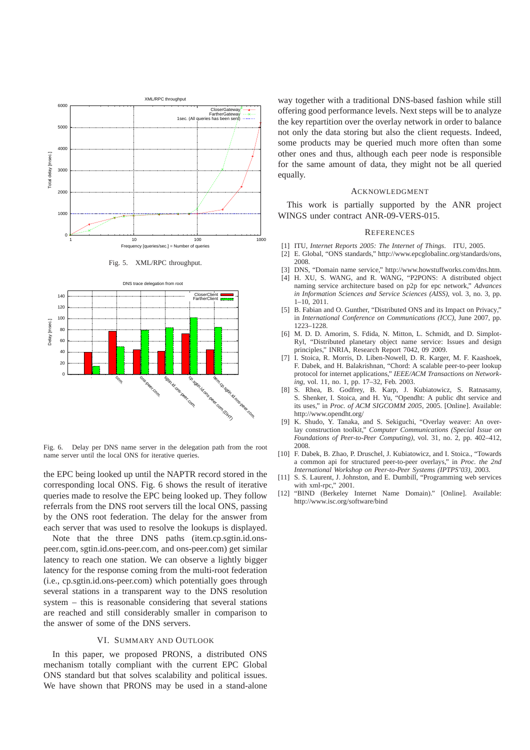XML/RPC throughput

Total delay [msec.]

6000
5000
4000
3000
2000
1000
0

1
10
100
1000

Frequency [queries/sec.] = Number of queries

CloserGateway
FartherGateway
1sec. (All queries has been sent)

Fig. 5. XML/RPC throughput.

DNS trace delegation from root

Delay [msec.]

140
120
100
80
60
40
20
0

CloserClient
FartherClient

com.
ons-peer.com.
sgtin.id.ons-peer.com.
cp.sgtin.id.ons-peer.com.(DHT)
item.cp.sgtin.id.ons-peer.com.

Fig. 6. Delay per DNS name server in the delegation path from the root name server until the local ONS for iterative queries.

the EPC being looked up until the NAPTR record stored in the corresponding local ONS. Fig. 6 shows the result of iterative queries made to resolve the EPC being looked up. They follow referrals from the DNS root servers till the local ONS, passing by the ONS root federation. The delay for the answer from each server that was used to resolve the lookups is displayed.

Note that the three DNS paths (item.cp.sgtin.id.ons-peer.com, sgtin.id.ons-peer.com, and ons-peer.com) get similar latency to reach one station. We can observe a lightly bigger latency for the response coming from the multi-root federation (i.e., cp.sgtin.id.ons-peer.com) which potentially goes through several stations in a transparent way to the DNS resolution system – this is reasonable considering that several stations are reached and still considerably smaller in comparison to the answer of some of the DNS servers.

## VI. Summary and Outlook

In this paper, we proposed PRONS, a distributed ONS mechanism totally compliant with the current EPC Global ONS standard but that solves scalability and political issues. We have shown that PRONS may be used in a stand-alone way together with a traditional DNS-based fashion while still offering good performance levels. Next steps will be to analyze the key repartition over the overlay network in order to balance not only the data storing but also the client requests. Indeed, some products may be queried much more often than some other ones and thus, although each peer node is responsible for the same amount of data, they might not be all queried equally.

## Acknowledgment

This work is partially supported by the ANR project WINGS under contract ANR-09-VERS-015.

## References

[1] ITU, *Internet Reports 2005: The Internet of Things*. ITU, 2005.

[2] E. Global, "ONS standards," http://www.epcglobalinc.org/standards/ons, 2008.

[3] DNS, "Domain name service," http://www.howstuffworks.com/dns.htm.

[4] H. XU, S. WANG, and R. WANG, "P2PONS: A distributed object naming service architecture based on p2p for epc network," *Advances in Information Sciences and Service Sciences (AISS)*, vol. 3, no. 3, pp. 1–10, 2011.

[5] B. Fabian and O. Gunther, "Distributed ONS and its Impact on Privacy," in *International Conference on Communications (ICC)*, June 2007, pp. 1223–1228.

[6] M. D. D. Amorim, S. Fdida, N. Mitton, L. Schmidt, and D. Simplot-Ryl, "Distributed planetary object name service: Issues and design principles," INRIA, Research Report 7042, 09 2009.

[7] I. Stoica, R. Morris, D. Liben-Nowell, D. R. Karger, M. F. Kaashoek, F. Dabek, and H. Balakrishnan, "Chord: A scalable peer-to-peer lookup protocol for internet applications," *IEEE/ACM Transactions on Networking*, vol. 11, no. 1, pp. 17–32, Feb. 2003.

[8] S. Rhea, B. Godfrey, B. Karp, J. Kubiatowicz, S. Ratnasamy, S. Shenker, I. Stoica, and H. Yu, "Opendht: A public dht service and its uses," in *Proc. of ACM SIGCOMM 2005*, 2005. [Online]. Available: http://www.opendht.org/

[9] K. Shudo, Y. Tanaka, and S. Sekiguchi, "Overlay weaver: An overlay construction toolkit," *Computer Communications (Special Issue on Foundations of Peer-to-Peer Computing)*, vol. 31, no. 2, pp. 402–412, 2008.

[10] F. Dabek, B. Zhao, P. Druschel, J. Kubiatowicz, and I. Stoica., "Towards a common api for structured peer-to-peer overlays," in *Proc. the 2nd International Workshop on Peer-to-Peer Systems (IPTPS'03)*, 2003.

[11] S. S. Laurent, J. Johnston, and E. Dumbill, "Programming web services with xml-rpc," 2001.

[12] "BIND (Berkeley Internet Name Domain)." [Online]. Available: http://www.isc.org/software/bind